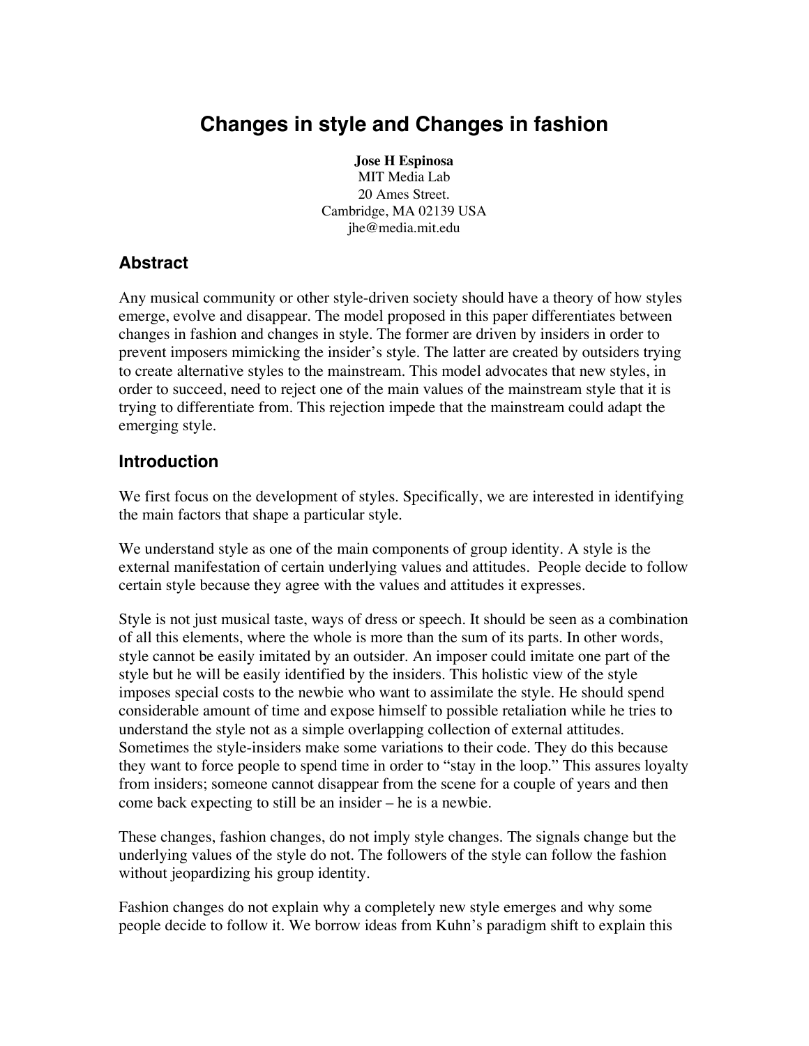# Changes in style and Changes in fashion

**Jose H Espinosa**
MIT Media Lab
20 Ames Street.
Cambridge, MA 02139 USA
jhe@media.mit.edu

## Abstract

Any musical community or other style-driven society should have a theory of how styles emerge, evolve and disappear. The model proposed in this paper differentiates between changes in fashion and changes in style. The former are driven by insiders in order to prevent imposers mimicking the insider's style. The latter are created by outsiders trying to create alternative styles to the mainstream. This model advocates that new styles, in order to succeed, need to reject one of the main values of the mainstream style that it is trying to differentiate from. This rejection impede that the mainstream could adapt the emerging style.

## Introduction

We first focus on the development of styles. Specifically, we are interested in identifying the main factors that shape a particular style.

We understand style as one of the main components of group identity. A style is the external manifestation of certain underlying values and attitudes. People decide to follow certain style because they agree with the values and attitudes it expresses.

Style is not just musical taste, ways of dress or speech. It should be seen as a combination of all this elements, where the whole is more than the sum of its parts. In other words, style cannot be easily imitated by an outsider. An imposer could imitate one part of the style but he will be easily identified by the insiders. This holistic view of the style imposes special costs to the newbie who want to assimilate the style. He should spend considerable amount of time and expose himself to possible retaliation while he tries to understand the style not as a simple overlapping collection of external attitudes. Sometimes the style-insiders make some variations to their code. They do this because they want to force people to spend time in order to "stay in the loop." This assures loyalty from insiders; someone cannot disappear from the scene for a couple of years and then come back expecting to still be an insider – he is a newbie.

These changes, fashion changes, do not imply style changes. The signals change but the underlying values of the style do not. The followers of the style can follow the fashion without jeopardizing his group identity.

Fashion changes do not explain why a completely new style emerges and why some people decide to follow it. We borrow ideas from Kuhn's paradigm shift to explain this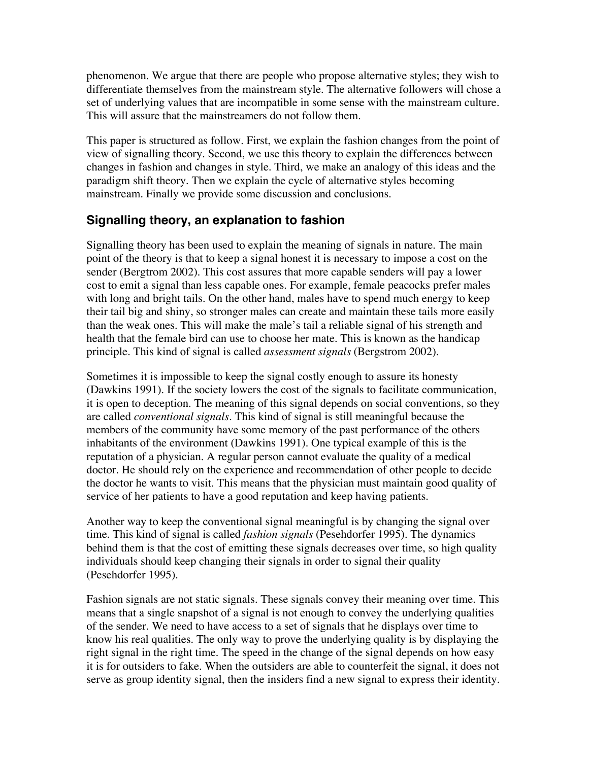phenomenon. We argue that there are people who propose alternative styles; they wish to differentiate themselves from the mainstream style. The alternative followers will chose a set of underlying values that are incompatible in some sense with the mainstream culture. This will assure that the mainstreamers do not follow them.

This paper is structured as follow. First, we explain the fashion changes from the point of view of signalling theory. Second, we use this theory to explain the differences between changes in fashion and changes in style. Third, we make an analogy of this ideas and the paradigm shift theory. Then we explain the cycle of alternative styles becoming mainstream. Finally we provide some discussion and conclusions.

## Signalling theory, an explanation to fashion

Signalling theory has been used to explain the meaning of signals in nature. The main point of the theory is that to keep a signal honest it is necessary to impose a cost on the sender (Bergtrom 2002). This cost assures that more capable senders will pay a lower cost to emit a signal than less capable ones. For example, female peacocks prefer males with long and bright tails. On the other hand, males have to spend much energy to keep their tail big and shiny, so stronger males can create and maintain these tails more easily than the weak ones. This will make the male's tail a reliable signal of his strength and health that the female bird can use to choose her mate. This is known as the handicap principle. This kind of signal is called *assessment signals* (Bergstrom 2002).

Sometimes it is impossible to keep the signal costly enough to assure its honesty (Dawkins 1991). If the society lowers the cost of the signals to facilitate communication, it is open to deception. The meaning of this signal depends on social conventions, so they are called *conventional signals*. This kind of signal is still meaningful because the members of the community have some memory of the past performance of the others inhabitants of the environment (Dawkins 1991). One typical example of this is the reputation of a physician. A regular person cannot evaluate the quality of a medical doctor. He should rely on the experience and recommendation of other people to decide the doctor he wants to visit. This means that the physician must maintain good quality of service of her patients to have a good reputation and keep having patients.

Another way to keep the conventional signal meaningful is by changing the signal over time. This kind of signal is called *fashion signals* (Pesehdorfer 1995). The dynamics behind them is that the cost of emitting these signals decreases over time, so high quality individuals should keep changing their signals in order to signal their quality (Pesehdorfer 1995).

Fashion signals are not static signals. These signals convey their meaning over time. This means that a single snapshot of a signal is not enough to convey the underlying qualities of the sender. We need to have access to a set of signals that he displays over time to know his real qualities. The only way to prove the underlying quality is by displaying the right signal in the right time. The speed in the change of the signal depends on how easy it is for outsiders to fake. When the outsiders are able to counterfeit the signal, it does not serve as group identity signal, then the insiders find a new signal to express their identity.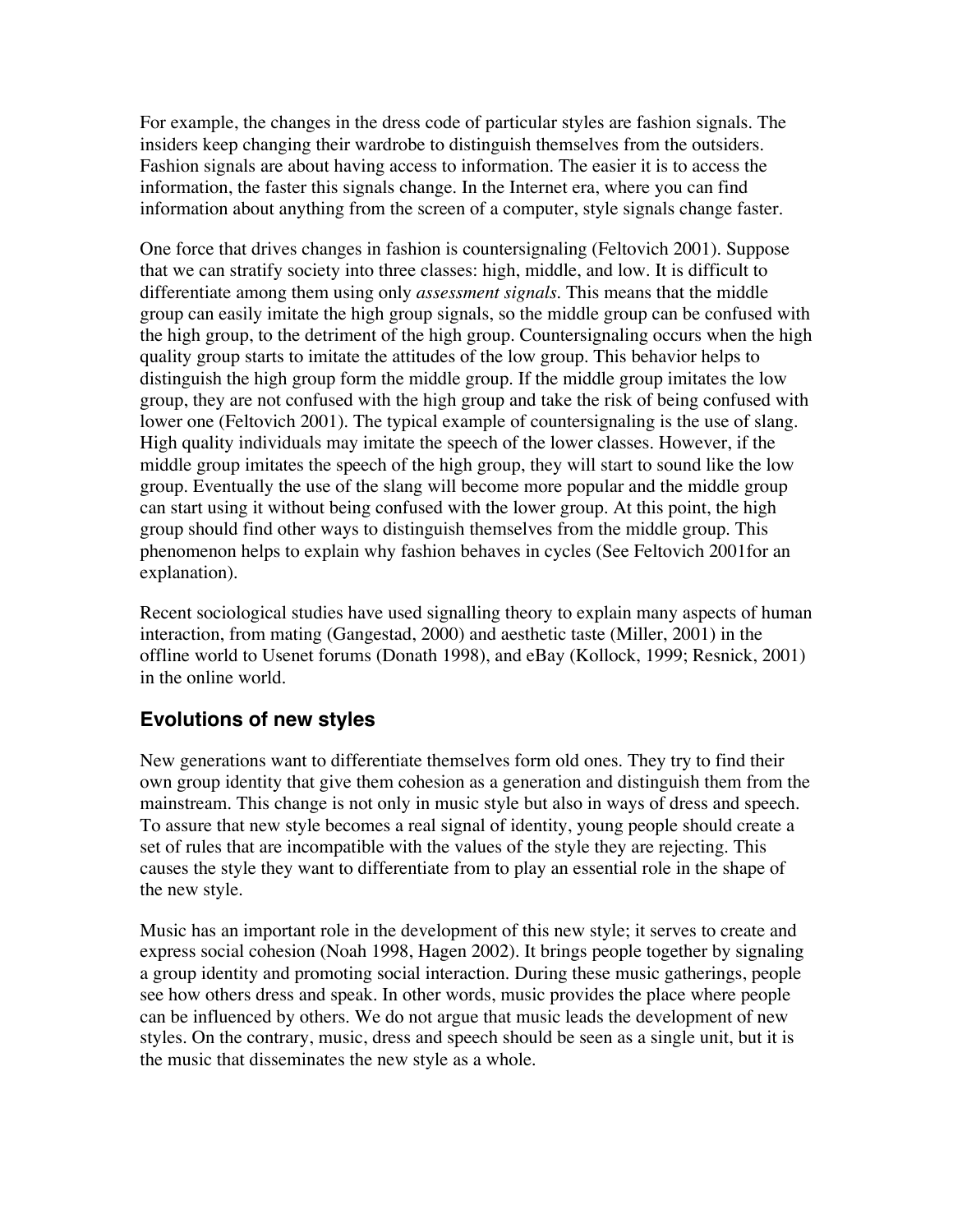For example, the changes in the dress code of particular styles are fashion signals. The insiders keep changing their wardrobe to distinguish themselves from the outsiders. Fashion signals are about having access to information. The easier it is to access the information, the faster this signals change. In the Internet era, where you can find information about anything from the screen of a computer, style signals change faster.

One force that drives changes in fashion is countersignaling (Feltovich 2001). Suppose that we can stratify society into three classes: high, middle, and low. It is difficult to differentiate among them using only *assessment signals.* This means that the middle group can easily imitate the high group signals, so the middle group can be confused with the high group, to the detriment of the high group. Countersignaling occurs when the high quality group starts to imitate the attitudes of the low group. This behavior helps to distinguish the high group form the middle group. If the middle group imitates the low group, they are not confused with the high group and take the risk of being confused with lower one (Feltovich 2001). The typical example of countersignaling is the use of slang. High quality individuals may imitate the speech of the lower classes. However, if the middle group imitates the speech of the high group, they will start to sound like the low group. Eventually the use of the slang will become more popular and the middle group can start using it without being confused with the lower group. At this point, the high group should find other ways to distinguish themselves from the middle group. This phenomenon helps to explain why fashion behaves in cycles (See Feltovich 2001for an explanation).

Recent sociological studies have used signalling theory to explain many aspects of human interaction, from mating (Gangestad, 2000) and aesthetic taste (Miller, 2001) in the offline world to Usenet forums (Donath 1998), and eBay (Kollock, 1999; Resnick, 2001) in the online world.

## Evolutions of new styles

New generations want to differentiate themselves form old ones. They try to find their own group identity that give them cohesion as a generation and distinguish them from the mainstream. This change is not only in music style but also in ways of dress and speech. To assure that new style becomes a real signal of identity, young people should create a set of rules that are incompatible with the values of the style they are rejecting. This causes the style they want to differentiate from to play an essential role in the shape of the new style.

Music has an important role in the development of this new style; it serves to create and express social cohesion (Noah 1998, Hagen 2002). It brings people together by signaling a group identity and promoting social interaction. During these music gatherings, people see how others dress and speak. In other words, music provides the place where people can be influenced by others. We do not argue that music leads the development of new styles. On the contrary, music, dress and speech should be seen as a single unit, but it is the music that disseminates the new style as a whole.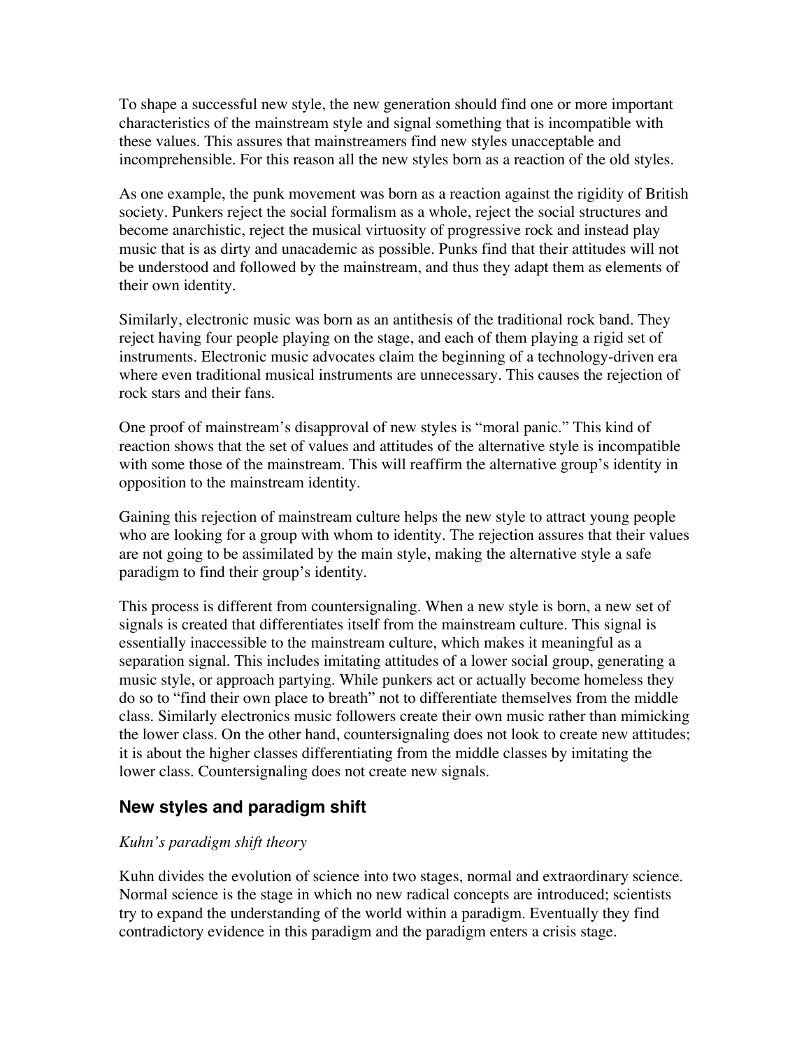To shape a successful new style, the new generation should find one or more important characteristics of the mainstream style and signal something that is incompatible with these values. This assures that mainstreamers find new styles unacceptable and incomprehensible. For this reason all the new styles born as a reaction of the old styles.

As one example, the punk movement was born as a reaction against the rigidity of British society. Punkers reject the social formalism as a whole, reject the social structures and become anarchistic, reject the musical virtuosity of progressive rock and instead play music that is as dirty and unacademic as possible. Punks find that their attitudes will not be understood and followed by the mainstream, and thus they adapt them as elements of their own identity.

Similarly, electronic music was born as an antithesis of the traditional rock band. They reject having four people playing on the stage, and each of them playing a rigid set of instruments. Electronic music advocates claim the beginning of a technology-driven era where even traditional musical instruments are unnecessary. This causes the rejection of rock stars and their fans.

One proof of mainstream's disapproval of new styles is "moral panic." This kind of reaction shows that the set of values and attitudes of the alternative style is incompatible with some those of the mainstream. This will reaffirm the alternative group's identity in opposition to the mainstream identity.

Gaining this rejection of mainstream culture helps the new style to attract young people who are looking for a group with whom to identity. The rejection assures that their values are not going to be assimilated by the main style, making the alternative style a safe paradigm to find their group's identity.

This process is different from countersignaling. When a new style is born, a new set of signals is created that differentiates itself from the mainstream culture. This signal is essentially inaccessible to the mainstream culture, which makes it meaningful as a separation signal. This includes imitating attitudes of a lower social group, generating a music style, or approach partying. While punkers act or actually become homeless they do so to "find their own place to breath" not to differentiate themselves from the middle class. Similarly electronics music followers create their own music rather than mimicking the lower class. On the other hand, countersignaling does not look to create new attitudes; it is about the higher classes differentiating from the middle classes by imitating the lower class. Countersignaling does not create new signals.

## New styles and paradigm shift

*Kuhn's paradigm shift theory*

Kuhn divides the evolution of science into two stages, normal and extraordinary science. Normal science is the stage in which no new radical concepts are introduced; scientists try to expand the understanding of the world within a paradigm. Eventually they find contradictory evidence in this paradigm and the paradigm enters a crisis stage.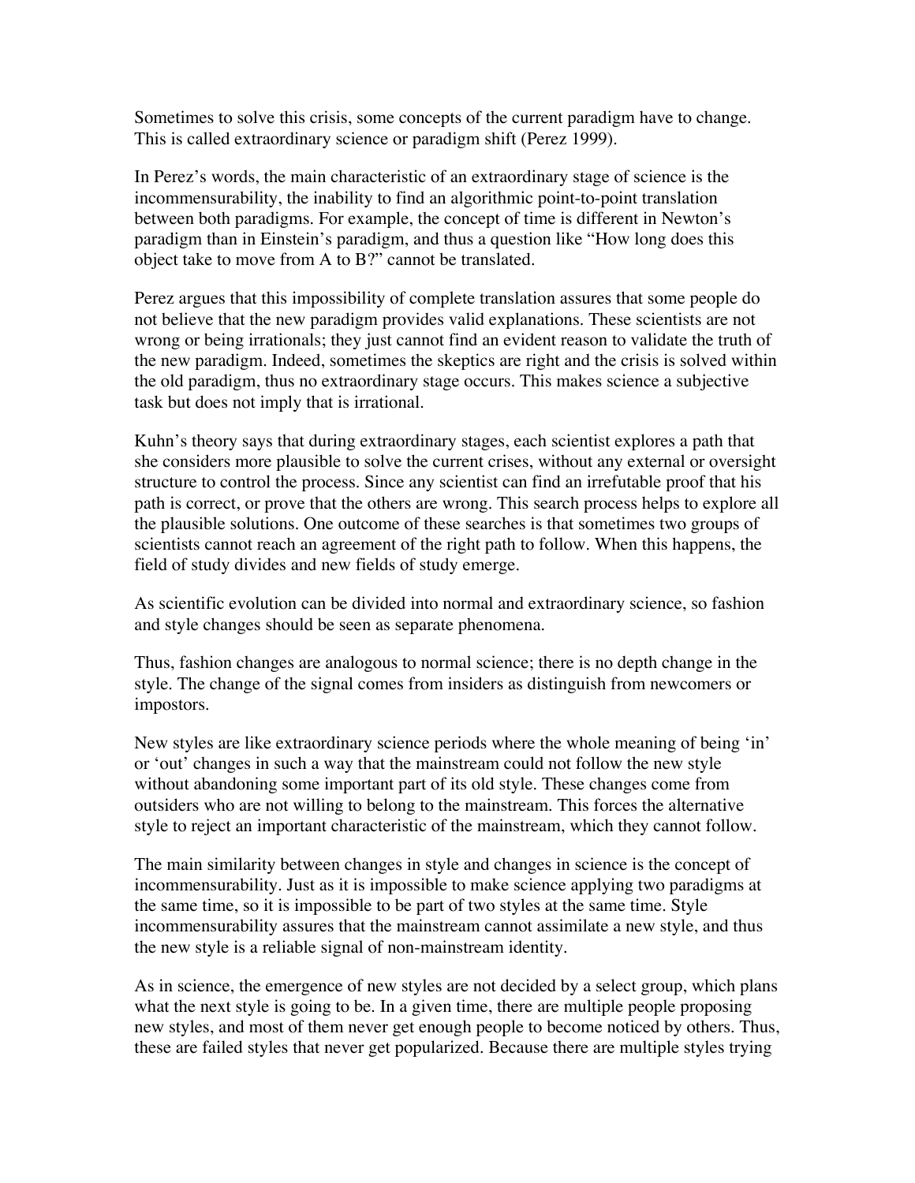Sometimes to solve this crisis, some concepts of the current paradigm have to change. This is called extraordinary science or paradigm shift (Perez 1999).

In Perez's words, the main characteristic of an extraordinary stage of science is the incommensurability, the inability to find an algorithmic point-to-point translation between both paradigms. For example, the concept of time is different in Newton's paradigm than in Einstein's paradigm, and thus a question like "How long does this object take to move from A to B?" cannot be translated.

Perez argues that this impossibility of complete translation assures that some people do not believe that the new paradigm provides valid explanations. These scientists are not wrong or being irrationals; they just cannot find an evident reason to validate the truth of the new paradigm. Indeed, sometimes the skeptics are right and the crisis is solved within the old paradigm, thus no extraordinary stage occurs. This makes science a subjective task but does not imply that is irrational.

Kuhn's theory says that during extraordinary stages, each scientist explores a path that she considers more plausible to solve the current crises, without any external or oversight structure to control the process. Since any scientist can find an irrefutable proof that his path is correct, or prove that the others are wrong. This search process helps to explore all the plausible solutions. One outcome of these searches is that sometimes two groups of scientists cannot reach an agreement of the right path to follow. When this happens, the field of study divides and new fields of study emerge.

As scientific evolution can be divided into normal and extraordinary science, so fashion and style changes should be seen as separate phenomena.

Thus, fashion changes are analogous to normal science; there is no depth change in the style. The change of the signal comes from insiders as distinguish from newcomers or impostors.

New styles are like extraordinary science periods where the whole meaning of being 'in' or 'out' changes in such a way that the mainstream could not follow the new style without abandoning some important part of its old style. These changes come from outsiders who are not willing to belong to the mainstream. This forces the alternative style to reject an important characteristic of the mainstream, which they cannot follow.

The main similarity between changes in style and changes in science is the concept of incommensurability. Just as it is impossible to make science applying two paradigms at the same time, so it is impossible to be part of two styles at the same time. Style incommensurability assures that the mainstream cannot assimilate a new style, and thus the new style is a reliable signal of non-mainstream identity.

As in science, the emergence of new styles are not decided by a select group, which plans what the next style is going to be. In a given time, there are multiple people proposing new styles, and most of them never get enough people to become noticed by others. Thus, these are failed styles that never get popularized. Because there are multiple styles trying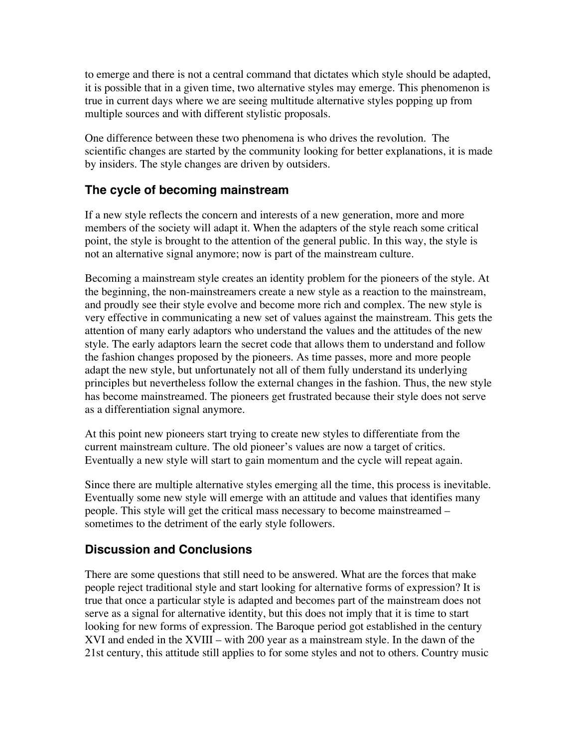to emerge and there is not a central command that dictates which style should be adapted, it is possible that in a given time, two alternative styles may emerge. This phenomenon is true in current days where we are seeing multitude alternative styles popping up from multiple sources and with different stylistic proposals.

One difference between these two phenomena is who drives the revolution. The scientific changes are started by the community looking for better explanations, it is made by insiders. The style changes are driven by outsiders.

## The cycle of becoming mainstream

If a new style reflects the concern and interests of a new generation, more and more members of the society will adapt it. When the adapters of the style reach some critical point, the style is brought to the attention of the general public. In this way, the style is not an alternative signal anymore; now is part of the mainstream culture.

Becoming a mainstream style creates an identity problem for the pioneers of the style. At the beginning, the non-mainstreamers create a new style as a reaction to the mainstream, and proudly see their style evolve and become more rich and complex. The new style is very effective in communicating a new set of values against the mainstream. This gets the attention of many early adaptors who understand the values and the attitudes of the new style. The early adaptors learn the secret code that allows them to understand and follow the fashion changes proposed by the pioneers. As time passes, more and more people adapt the new style, but unfortunately not all of them fully understand its underlying principles but nevertheless follow the external changes in the fashion. Thus, the new style has become mainstreamed. The pioneers get frustrated because their style does not serve as a differentiation signal anymore.

At this point new pioneers start trying to create new styles to differentiate from the current mainstream culture. The old pioneer's values are now a target of critics. Eventually a new style will start to gain momentum and the cycle will repeat again.

Since there are multiple alternative styles emerging all the time, this process is inevitable. Eventually some new style will emerge with an attitude and values that identifies many people. This style will get the critical mass necessary to become mainstreamed – sometimes to the detriment of the early style followers.

## Discussion and Conclusions

There are some questions that still need to be answered. What are the forces that make people reject traditional style and start looking for alternative forms of expression? It is true that once a particular style is adapted and becomes part of the mainstream does not serve as a signal for alternative identity, but this does not imply that it is time to start looking for new forms of expression. The Baroque period got established in the century XVI and ended in the XVIII – with 200 year as a mainstream style. In the dawn of the 21st century, this attitude still applies to for some styles and not to others. Country music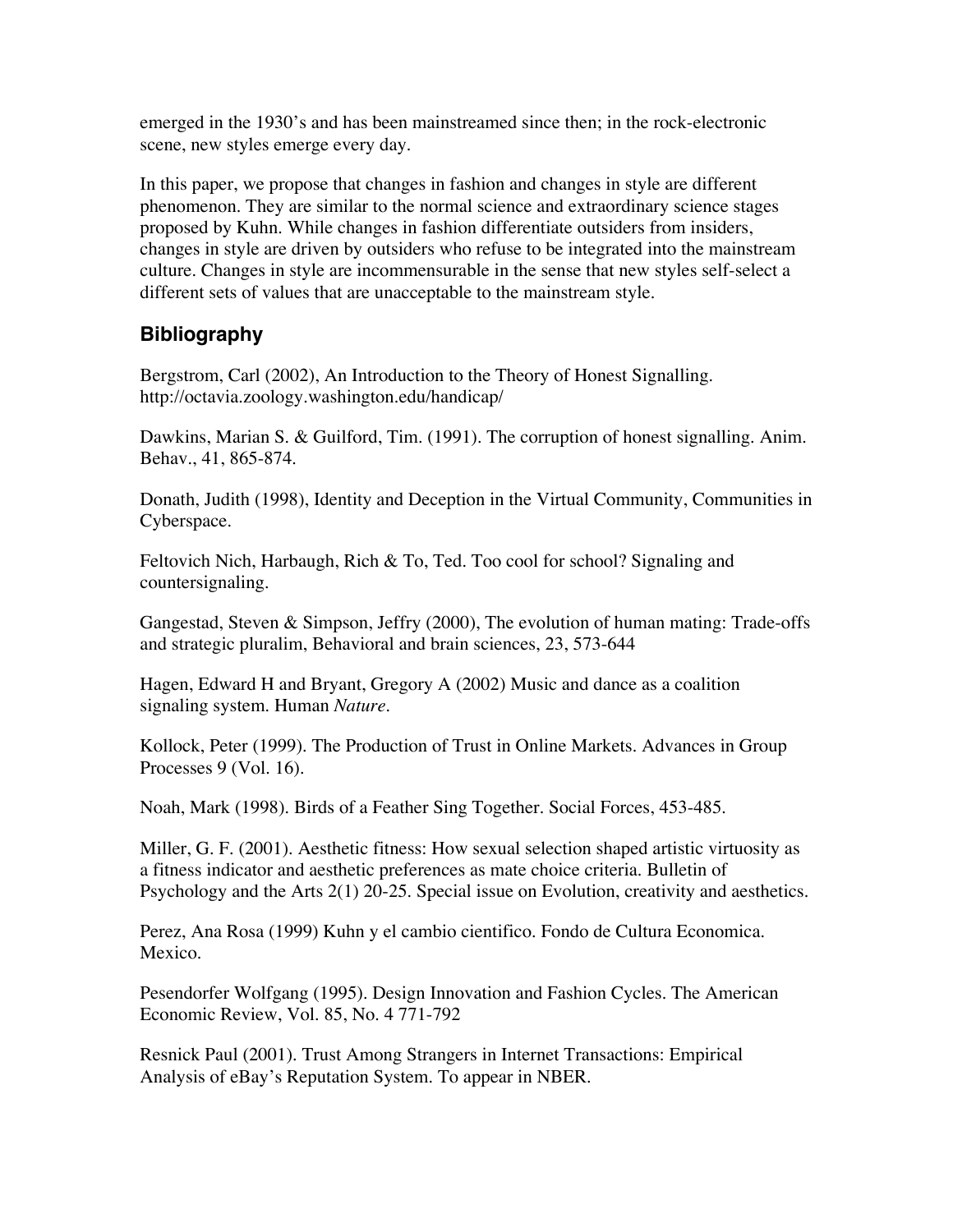emerged in the 1930's and has been mainstreamed since then; in the rock-electronic scene, new styles emerge every day.

In this paper, we propose that changes in fashion and changes in style are different phenomenon. They are similar to the normal science and extraordinary science stages proposed by Kuhn. While changes in fashion differentiate outsiders from insiders, changes in style are driven by outsiders who refuse to be integrated into the mainstream culture. Changes in style are incommensurable in the sense that new styles self-select a different sets of values that are unacceptable to the mainstream style.

## Bibliography

Bergstrom, Carl (2002), An Introduction to the Theory of Honest Signalling. http://octavia.zoology.washington.edu/handicap/

Dawkins, Marian S. & Guilford, Tim. (1991). The corruption of honest signalling. Anim. Behav., 41, 865-874.

Donath, Judith (1998), Identity and Deception in the Virtual Community, Communities in Cyberspace.

Feltovich Nich, Harbaugh, Rich & To, Ted. Too cool for school? Signaling and countersignaling.

Gangestad, Steven & Simpson, Jeffry (2000), The evolution of human mating: Trade-offs and strategic pluralim, Behavioral and brain sciences, 23, 573-644

Hagen, Edward H and Bryant, Gregory A (2002) Music and dance as a coalition signaling system. Human *Nature*.

Kollock, Peter (1999). The Production of Trust in Online Markets. Advances in Group Processes 9 (Vol. 16).

Noah, Mark (1998). Birds of a Feather Sing Together. Social Forces, 453-485.

Miller, G. F. (2001). Aesthetic fitness: How sexual selection shaped artistic virtuosity as a fitness indicator and aesthetic preferences as mate choice criteria. Bulletin of Psychology and the Arts 2(1) 20-25. Special issue on Evolution, creativity and aesthetics.

Perez, Ana Rosa (1999) Kuhn y el cambio cientifico. Fondo de Cultura Economica. Mexico.

Pesendorfer Wolfgang (1995). Design Innovation and Fashion Cycles. The American Economic Review, Vol. 85, No. 4 771-792

Resnick Paul (2001). Trust Among Strangers in Internet Transactions: Empirical Analysis of eBay's Reputation System. To appear in NBER.